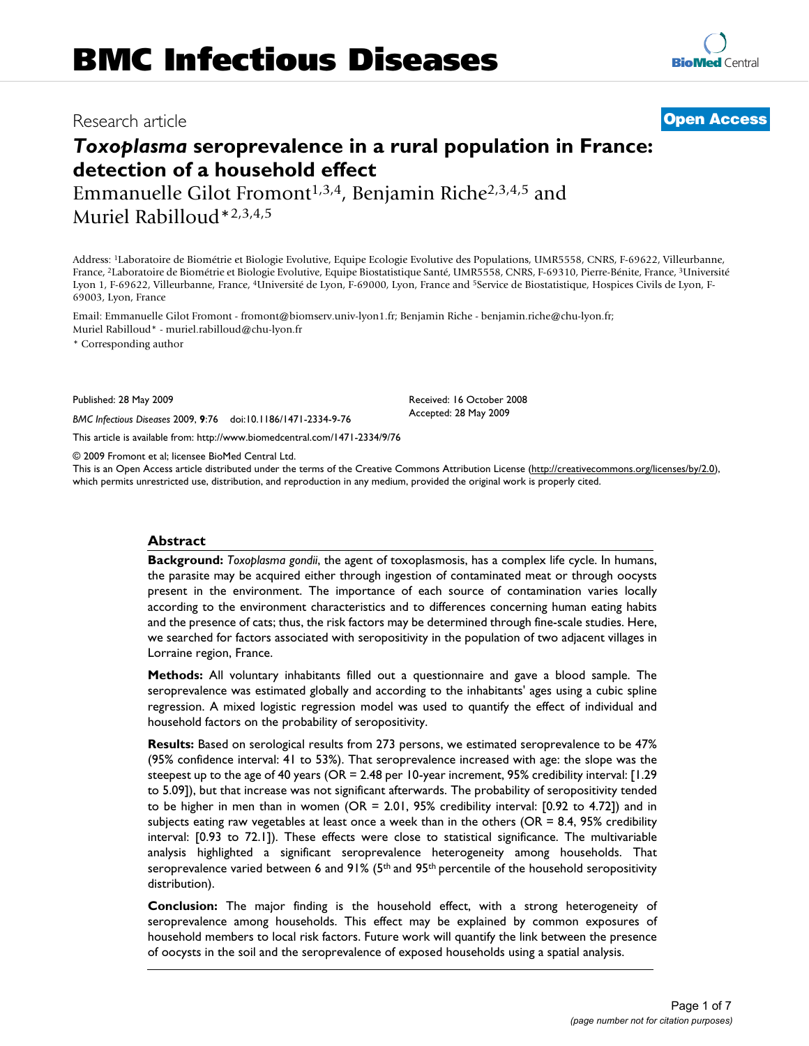BMC Infectious Diseases

Research article

**Open Access**

# *Toxoplasma* seroprevalence in a rural population in France: detection of a household effect

Emmanuelle Gilot Fromont[1,3,4], Benjamin Riche[2,3,4,5] and Muriel Rabilloud*[2,3,4,5]

Address: [1]Laboratoire de Biométrie et Biologie Evolutive, Equipe Ecologie Evolutive des Populations, UMR5558, CNRS, F-69622, Villeurbanne, France, [2]Laboratoire de Biométrie et Biologie Evolutive, Equipe Biostatistique Santé, UMR5558, CNRS, F-69310, Pierre-Bénite, France, [3]Université Lyon 1, F-69622, Villeurbanne, France, [4]Université de Lyon, F-69000, Lyon, France and [5]Service de Biostatistique, Hospices Civils de Lyon, F-69003, Lyon, France

Email: Emmanuelle Gilot Fromont - fromont@biomserv.univ-lyon1.fr; Benjamin Riche - benjamin.riche@chu-lyon.fr; Muriel Rabilloud* - muriel.rabilloud@chu-lyon.fr

* Corresponding author

Published: 28 May 2009

*BMC Infectious Diseases* 2009, **9**:76 doi:10.1186/1471-2334-9-76

Received: 16 October 2008
Accepted: 28 May 2009

This article is available from: http://www.biomedcentral.com/1471-2334/9/76

© 2009 Fromont et al; licensee BioMed Central Ltd.
This is an Open Access article distributed under the terms of the Creative Commons Attribution License (http://creativecommons.org/licenses/by/2.0), which permits unrestricted use, distribution, and reproduction in any medium, provided the original work is properly cited.

## Abstract

**Background:** *Toxoplasma gondii*, the agent of toxoplasmosis, has a complex life cycle. In humans, the parasite may be acquired either through ingestion of contaminated meat or through oocysts present in the environment. The importance of each source of contamination varies locally according to the environment characteristics and to differences concerning human eating habits and the presence of cats; thus, the risk factors may be determined through fine-scale studies. Here, we searched for factors associated with seropositivity in the population of two adjacent villages in Lorraine region, France.

**Methods:** All voluntary inhabitants filled out a questionnaire and gave a blood sample. The seroprevalence was estimated globally and according to the inhabitants' ages using a cubic spline regression. A mixed logistic regression model was used to quantify the effect of individual and household factors on the probability of seropositivity.

**Results:** Based on serological results from 273 persons, we estimated seroprevalence to be 47% (95% confidence interval: 41 to 53%). That seroprevalence increased with age: the slope was the steepest up to the age of 40 years (OR = 2.48 per 10-year increment, 95% credibility interval: [1.29 to 5.09]), but that increase was not significant afterwards. The probability of seropositivity tended to be higher in men than in women (OR = 2.01, 95% credibility interval: [0.92 to 4.72]) and in subjects eating raw vegetables at least once a week than in the others (OR = 8.4, 95% credibility interval: [0.93 to 72.1]). These effects were close to statistical significance. The multivariable analysis highlighted a significant seroprevalence heterogeneity among households. That seroprevalence varied between 6 and 91% (5$^{th}$ and 95$^{th}$ percentile of the household seropositivity distribution).

**Conclusion:** The major finding is the household effect, with a strong heterogeneity of seroprevalence among households. This effect may be explained by common exposures of household members to local risk factors. Future work will quantify the link between the presence of oocysts in the soil and the seroprevalence of exposed households using a spatial analysis.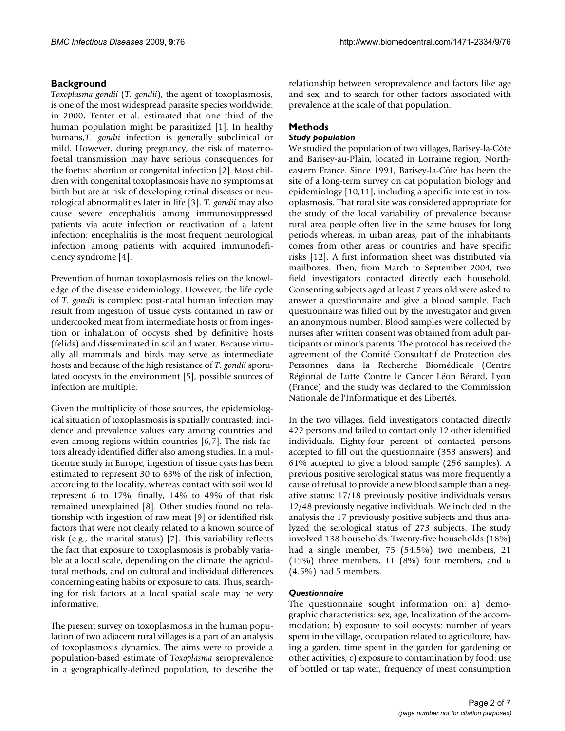## Background

*Toxoplasma gondii* (*T. gondii*), the agent of toxoplasmosis, is one of the most widespread parasite species worldwide: in 2000, Tenter et al. estimated that one third of the human population might be parasitized [1]. In healthy humans, *T. gondii* infection is generally subclinical or mild. However, during pregnancy, the risk of materno-foetal transmission may have serious consequences for the foetus: abortion or congenital infection [2]. Most children with congenital toxoplasmosis have no symptoms at birth but are at risk of developing retinal diseases or neurological abnormalities later in life [3]. *T. gondii* may also cause severe encephalitis among immunosuppressed patients via acute infection or reactivation of a latent infection: encephalitis is the most frequent neurological infection among patients with acquired immunodeficiency syndrome [4].

Prevention of human toxoplasmosis relies on the knowledge of the disease epidemiology. However, the life cycle of *T. gondii* is complex: post-natal human infection may result from ingestion of tissue cysts contained in raw or undercooked meat from intermediate hosts or from ingestion or inhalation of oocysts shed by definitive hosts (felids) and disseminated in soil and water. Because virtually all mammals and birds may serve as intermediate hosts and because of the high resistance of *T. gondii* sporulated oocysts in the environment [5], possible sources of infection are multiple.

Given the multiplicity of those sources, the epidemiological situation of toxoplasmosis is spatially contrasted: incidence and prevalence values vary among countries and even among regions within countries [6,7]. The risk factors already identified differ also among studies. In a multicentre study in Europe, ingestion of tissue cysts has been estimated to represent 30 to 63% of the risk of infection, according to the locality, whereas contact with soil would represent 6 to 17%; finally, 14% to 49% of that risk remained unexplained [8]. Other studies found no relationship with ingestion of raw meat [9] or identified risk factors that were not clearly related to a known source of risk (e.g., the marital status) [7]. This variability reflects the fact that exposure to toxoplasmosis is probably variable at a local scale, depending on the climate, the agricultural methods, and on cultural and individual differences concerning eating habits or exposure to cats. Thus, searching for risk factors at a local spatial scale may be very informative.

The present survey on toxoplasmosis in the human population of two adjacent rural villages is a part of an analysis of toxoplasmosis dynamics. The aims were to provide a population-based estimate of *Toxoplasma* seroprevalence in a geographically-defined population, to describe the relationship between seroprevalence and factors like age and sex, and to search for other factors associated with prevalence at the scale of that population.

## Methods

### *Study population*

We studied the population of two villages, Barisey-la-Côte and Barisey-au-Plain, located in Lorraine region, North-eastern France. Since 1991, Barisey-la-Côte has been the site of a long-term survey on cat population biology and epidemiology [10,11], including a specific interest in toxoplasmosis. That rural site was considered appropriate for the study of the local variability of prevalence because rural area people often live in the same houses for long periods whereas, in urban areas, part of the inhabitants comes from other areas or countries and have specific risks [12]. A first information sheet was distributed via mailboxes. Then, from March to September 2004, two field investigators contacted directly each household. Consenting subjects aged at least 7 years old were asked to answer a questionnaire and give a blood sample. Each questionnaire was filled out by the investigator and given an anonymous number. Blood samples were collected by nurses after written consent was obtained from adult participants or minor's parents. The protocol has received the agreement of the Comité Consultatif de Protection des Personnes dans la Recherche Biomédicale (Centre Régional de Lutte Contre le Cancer Léon Bérard, Lyon (France) and the study was declared to the Commission Nationale de l'Informatique et des Libertés.

In the two villages, field investigators contacted directly 422 persons and failed to contact only 12 other identified individuals. Eighty-four percent of contacted persons accepted to fill out the questionnaire (353 answers) and 61% accepted to give a blood sample (256 samples). A previous positive serological status was more frequently a cause of refusal to provide a new blood sample than a negative status: 17/18 previously positive individuals versus 12/48 previously negative individuals. We included in the analysis the 17 previously positive subjects and thus analyzed the serological status of 273 subjects. The study involved 138 households. Twenty-five households (18%) had a single member, 75 (54.5%) two members, 21 (15%) three members, 11 (8%) four members, and 6 (4.5%) had 5 members.

### *Questionnaire*

The questionnaire sought information on: a) demographic characteristics: sex, age, localization of the accommodation; b) exposure to soil oocysts: number of years spent in the village, occupation related to agriculture, having a garden, time spent in the garden for gardening or other activities; c) exposure to contamination by food: use of bottled or tap water, frequency of meat consumption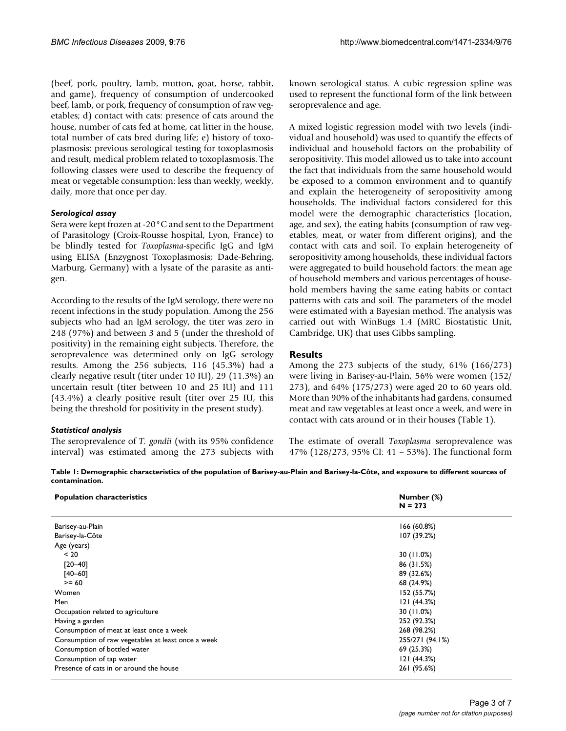(beef, pork, poultry, lamb, mutton, goat, horse, rabbit, and game), frequency of consumption of undercooked beef, lamb, or pork, frequency of consumption of raw vegetables; d) contact with cats: presence of cats around the house, number of cats fed at home, cat litter in the house, total number of cats bred during life; e) history of toxoplasmosis: previous serological testing for toxoplasmosis and result, medical problem related to toxoplasmosis. The following classes were used to describe the frequency of meat or vegetable consumption: less than weekly, weekly, daily, more that once per day.

### *Serological assay*

Sera were kept frozen at -20°C and sent to the Department of Parasitology (Croix-Rousse hospital, Lyon, France) to be blindly tested for *Toxoplasma*-specific IgG and IgM using ELISA (Enzygnost Toxoplasmosis; Dade-Behring, Marburg, Germany) with a lysate of the parasite as antigen.

According to the results of the IgM serology, there were no recent infections in the study population. Among the 256 subjects who had an IgM serology, the titer was zero in 248 (97%) and between 3 and 5 (under the threshold of positivity) in the remaining eight subjects. Therefore, the seroprevalence was determined only on IgG serology results. Among the 256 subjects, 116 (45.3%) had a clearly negative result (titer under 10 IU), 29 (11.3%) an uncertain result (titer between 10 and 25 IU) and 111 (43.4%) a clearly positive result (titer over 25 IU, this being the threshold for positivity in the present study).

### *Statistical analysis*

The seroprevalence of *T. gondii* (with its 95% confidence interval) was estimated among the 273 subjects with known serological status. A cubic regression spline was used to represent the functional form of the link between seroprevalence and age.

A mixed logistic regression model with two levels (individual and household) was used to quantify the effects of individual and household factors on the probability of seropositivity. This model allowed us to take into account the fact that individuals from the same household would be exposed to a common environment and to quantify and explain the heterogeneity of seropositivity among households. The individual factors considered for this model were the demographic characteristics (location, age, and sex), the eating habits (consumption of raw vegetables, meat, or water from different origins), and the contact with cats and soil. To explain heterogeneity of seropositivity among households, these individual factors were aggregated to build household factors: the mean age of household members and various percentages of household members having the same eating habits or contact patterns with cats and soil. The parameters of the model were estimated with a Bayesian method. The analysis was carried out with WinBugs 1.4 (MRC Biostatistic Unit, Cambridge, UK) that uses Gibbs sampling.

## Results

Among the 273 subjects of the study, 61% (166/273) were living in Barisey-au-Plain, 56% were women (152/273), and 64% (175/273) were aged 20 to 60 years old. More than 90% of the inhabitants had gardens, consumed meat and raw vegetables at least once a week, and were in contact with cats around or in their houses (Table 1).

The estimate of overall *Toxoplasma* seroprevalence was 47% (128/273, 95% CI: 41 – 53%). The functional form

**Table 1: Demographic characteristics of the population of Barisey-au-Plain and Barisey-la-Côte, and exposure to different sources of contamination.**

| Population characteristics | Number (%) N = 273 |
|---|---|
| Barisey-au-Plain | 166 (60.8%) |
| Barisey-la-Côte | 107 (39.2%) |
| Age (years) | |
| < 20 | 30 (11.0%) |
| [20–40] | 86 (31.5%) |
| [40–60] | 89 (32.6%) |
| >= 60 | 68 (24.9%) |
| Women | 152 (55.7%) |
| Men | 121 (44.3%) |
| Occupation related to agriculture | 30 (11.0%) |
| Having a garden | 252 (92.3%) |
| Consumption of meat at least once a week | 268 (98.2%) |
| Consumption of raw vegetables at least once a week | 255/271 (94.1%) |
| Consumption of bottled water | 69 (25.3%) |
| Consumption of tap water | 121 (44.3%) |
| Presence of cats in or around the house | 261 (95.6%) |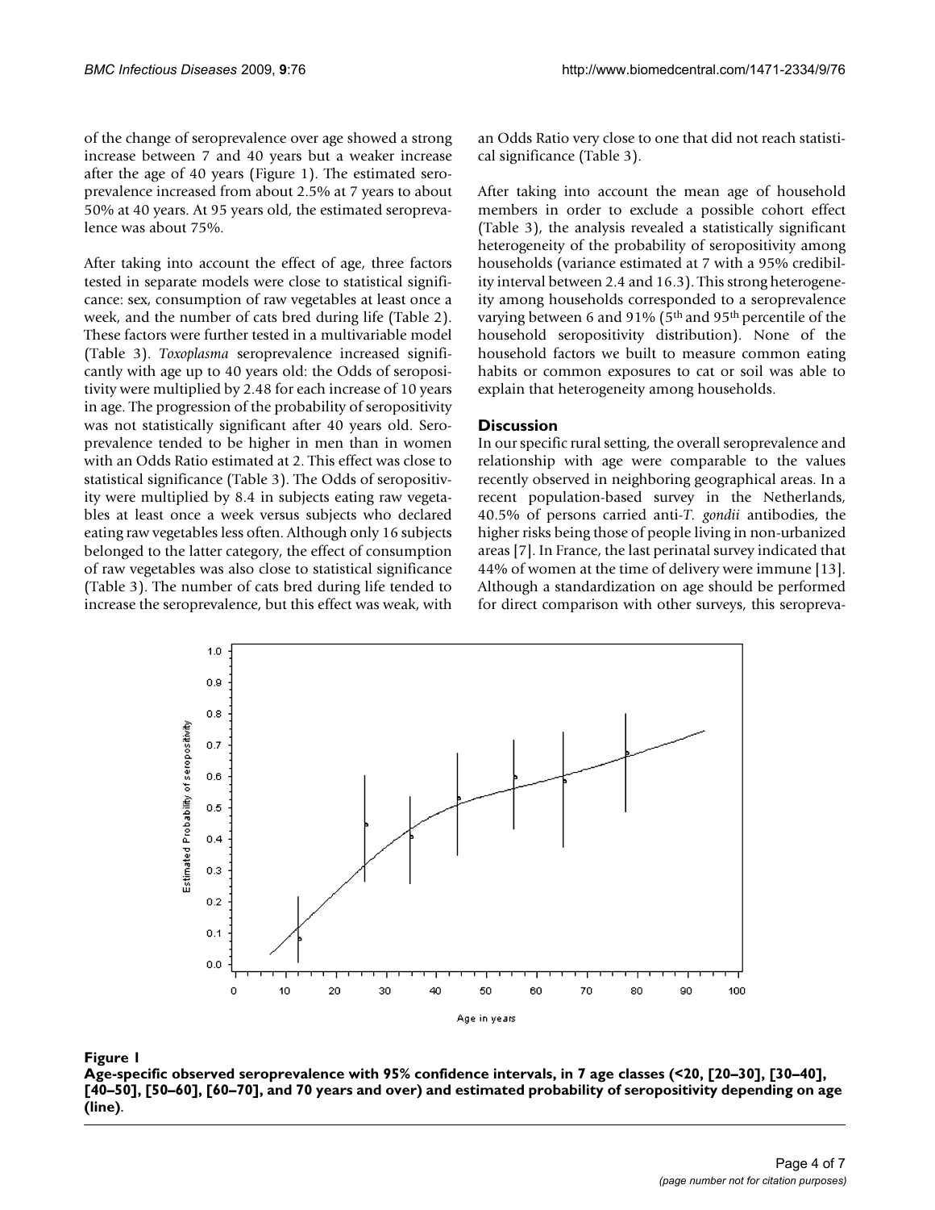of the change of seroprevalence over age showed a strong increase between 7 and 40 years but a weaker increase after the age of 40 years (Figure 1). The estimated seroprevalence increased from about 2.5% at 7 years to about 50% at 40 years. At 95 years old, the estimated seroprevalence was about 75%.

After taking into account the effect of age, three factors tested in separate models were close to statistical significance: sex, consumption of raw vegetables at least once a week, and the number of cats bred during life (Table 2). These factors were further tested in a multivariable model (Table 3). *Toxoplasma* seroprevalence increased significantly with age up to 40 years old: the Odds of seropositivity were multiplied by 2.48 for each increase of 10 years in age. The progression of the probability of seropositivity was not statistically significant after 40 years old. Seroprevalence tended to be higher in men than in women with an Odds Ratio estimated at 2. This effect was close to statistical significance (Table 3). The Odds of seropositivity were multiplied by 8.4 in subjects eating raw vegetables at least once a week versus subjects who declared eating raw vegetables less often. Although only 16 subjects belonged to the latter category, the effect of consumption of raw vegetables was also close to statistical significance (Table 3). The number of cats bred during life tended to increase the seroprevalence, but this effect was weak, with an Odds Ratio very close to one that did not reach statistical significance (Table 3).

After taking into account the mean age of household members in order to exclude a possible cohort effect (Table 3), the analysis revealed a statistically significant heterogeneity of the probability of seropositivity among households (variance estimated at 7 with a 95% credibility interval between 2.4 and 16.3). This strong heterogeneity among households corresponded to a seroprevalence varying between 6 and 91% (5th and 95th percentile of the household seropositivity distribution). None of the household factors we built to measure common eating habits or common exposures to cat or soil was able to explain that heterogeneity among households.

## Discussion

In our specific rural setting, the overall seroprevalence and relationship with age were comparable to the values recently observed in neighboring geographical areas. In a recent population-based survey in the Netherlands, 40.5% of persons carried anti-*T. gondii* antibodies, the higher risks being those of people living in non-urbanized areas [7]. In France, the last perinatal survey indicated that 44% of women at the time of delivery were immune [13]. Although a standardization on age should be performed for direct comparison with other surveys, this seropreva-

**Figure 1**

**Age-specific observed seroprevalence with 95% confidence intervals, in 7 age classes (<20, [20–30], [30–40], [40–50], [50–60], [60–70], and 70 years and over) and estimated probability of seropositivity depending on age (line)**.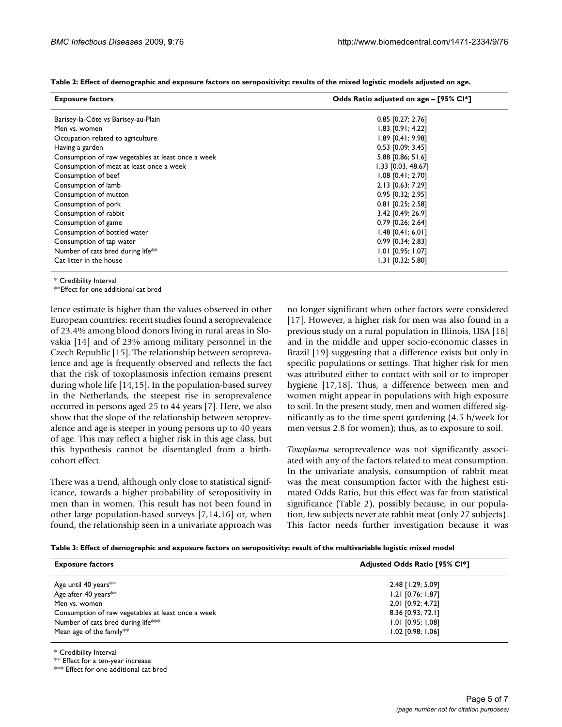**Table 2: Effect of demographic and exposure factors on seropositivity: results of the mixed logistic models adjusted on age.**

| Exposure factors | Odds Ratio adjusted on age – [95% CI*] |
| --- | --- |
| Barisey-la-Côte vs Barisey-au-Plain | 0.85 [0.27; 2.76] |
| Men vs. women | 1.83 [0.91; 4.22] |
| Occupation related to agriculture | 1.89 [0.41; 9.98] |
| Having a garden | 0.53 [0.09; 3.45] |
| Consumption of raw vegetables at least once a week | 5.88 [0.86; 51.6] |
| Consumption of meat at least once a week | 1.33 [0.03, 48.67] |
| Consumption of beef | 1.08 [0.41; 2.70] |
| Consumption of lamb | 2.13 [0.63; 7.29] |
| Consumption of mutton | 0.95 [0.32; 2.95] |
| Consumption of pork | 0.81 [0.25; 2.58] |
| Consumption of rabbit | 3.42 [0.49; 26.9] |
| Consumption of game | 0.79 [0.26; 2.64] |
| Consumption of bottled water | 1.48 [0.41; 6.01] |
| Consumption of tap water | 0.99 [0.34; 2.83] |
| Number of cats bred during life** | 1.01 [0.95; 1.07] |
| Cat litter in the house | 1.31 [0.32; 5.80] |

\* Credibility Interval

**Effect for one additional cat bred

lence estimate is higher than the values observed in other European countries: recent studies found a seroprevalence of 23.4% among blood donors living in rural areas in Slovakia [14] and of 23% among military personnel in the Czech Republic [15]. The relationship between seroprevalence and age is frequently observed and reflects the fact that the risk of toxoplasmosis infection remains present during whole life [14,15]. In the population-based survey in the Netherlands, the steepest rise in seroprevalence occurred in persons aged 25 to 44 years [7]. Here, we also show that the slope of the relationship between seroprevalence and age is steeper in young persons up to 40 years of age. This may reflect a higher risk in this age class, but this hypothesis cannot be disentangled from a birth-cohort effect.

There was a trend, although only close to statistical significance, towards a higher probability of seropositivity in men than in women. This result has not been found in other large population-based surveys [7,14,16] or, when found, the relationship seen in a univariate approach was no longer significant when other factors were considered [17]. However, a higher risk for men was also found in a previous study on a rural population in Illinois, USA [18] and in the middle and upper socio-economic classes in Brazil [19] suggesting that a difference exists but only in specific populations or settings. That higher risk for men was attributed either to contact with soil or to improper hygiene [17,18]. Thus, a difference between men and women might appear in populations with high exposure to soil. In the present study, men and women differed significantly as to the time spent gardening (4.5 h/week for men versus 2.8 for women); thus, as to exposure to soil.

*Toxoplasma* seroprevalence was not significantly associated with any of the factors related to meat consumption. In the univariate analysis, consumption of rabbit meat was the meat consumption factor with the highest estimated Odds Ratio, but this effect was far from statistical significance (Table 2), possibly because, in our population, few subjects never ate rabbit meat (only 27 subjects). This factor needs further investigation because it was

**Table 3: Effect of demographic and exposure factors on seropositivity: result of the multivariable logistic mixed model**

| Exposure factors | Adjusted Odds Ratio [95% CI*] |
| --- | --- |
| Age until 40 years** | 2.48 [1.29; 5.09] |
| Age after 40 years** | 1.21 [0.76; 1.87] |
| Men vs. women | 2.01 [0.92; 4.72] |
| Consumption of raw vegetables at least once a week | 8.36 [0.93; 72.1] |
| Number of cats bred during life*** | 1.01 [0.95; 1.08] |
| Mean age of the family** | 1.02 [0.98; 1.06] |

\* Credibility Interval

** Effect for a ten-year increase

*** Effect for one additional cat bred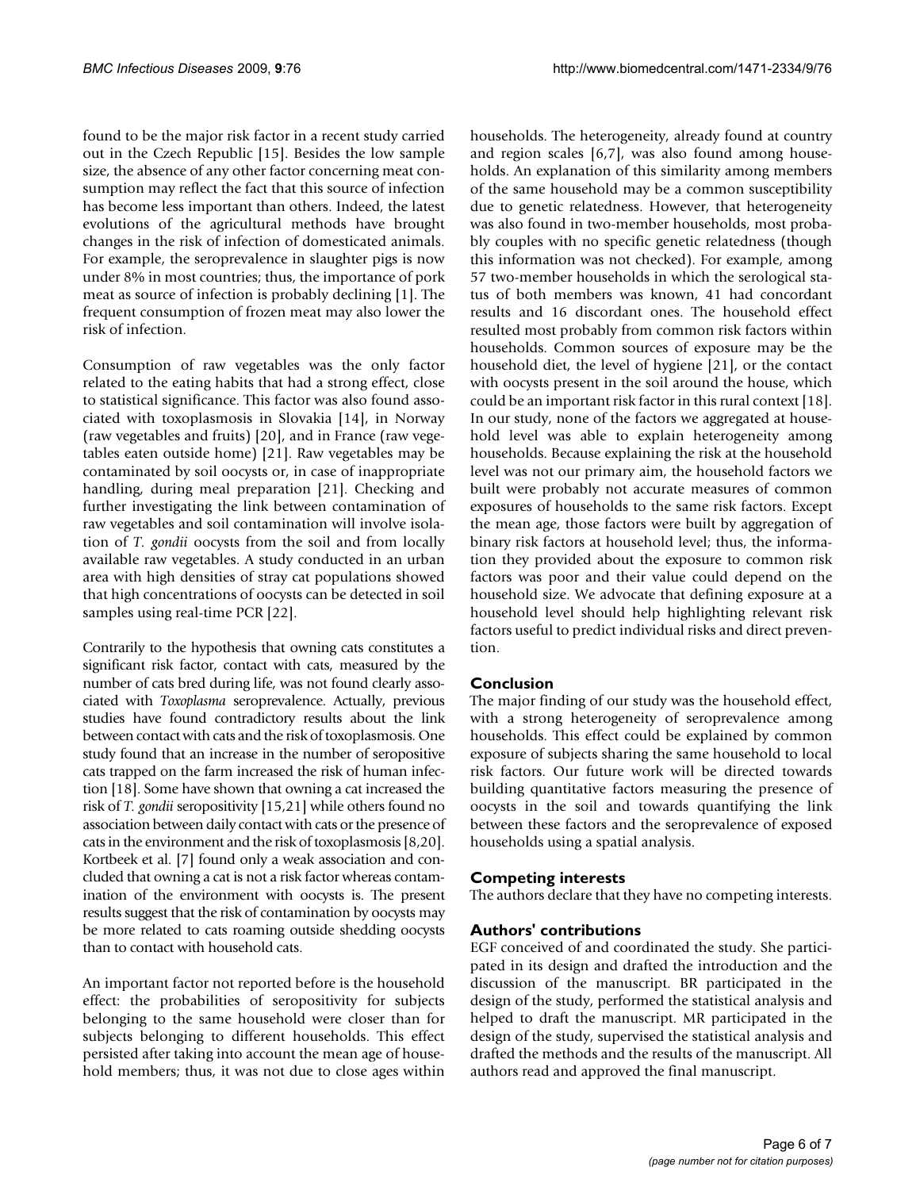found to be the major risk factor in a recent study carried out in the Czech Republic [15]. Besides the low sample size, the absence of any other factor concerning meat consumption may reflect the fact that this source of infection has become less important than others. Indeed, the latest evolutions of the agricultural methods have brought changes in the risk of infection of domesticated animals. For example, the seroprevalence in slaughter pigs is now under 8% in most countries; thus, the importance of pork meat as source of infection is probably declining [1]. The frequent consumption of frozen meat may also lower the risk of infection.

Consumption of raw vegetables was the only factor related to the eating habits that had a strong effect, close to statistical significance. This factor was also found associated with toxoplasmosis in Slovakia [14], in Norway (raw vegetables and fruits) [20], and in France (raw vegetables eaten outside home) [21]. Raw vegetables may be contaminated by soil oocysts or, in case of inappropriate handling, during meal preparation [21]. Checking and further investigating the link between contamination of raw vegetables and soil contamination will involve isolation of *T. gondii* oocysts from the soil and from locally available raw vegetables. A study conducted in an urban area with high densities of stray cat populations showed that high concentrations of oocysts can be detected in soil samples using real-time PCR [22].

Contrarily to the hypothesis that owning cats constitutes a significant risk factor, contact with cats, measured by the number of cats bred during life, was not found clearly associated with *Toxoplasma* seroprevalence. Actually, previous studies have found contradictory results about the link between contact with cats and the risk of toxoplasmosis. One study found that an increase in the number of seropositive cats trapped on the farm increased the risk of human infection [18]. Some have shown that owning a cat increased the risk of *T. gondii* seropositivity [15,21] while others found no association between daily contact with cats or the presence of cats in the environment and the risk of toxoplasmosis [8,20]. Kortbeek et al. [7] found only a weak association and concluded that owning a cat is not a risk factor whereas contamination of the environment with oocysts is. The present results suggest that the risk of contamination by oocysts may be more related to cats roaming outside shedding oocysts than to contact with household cats.

An important factor not reported before is the household effect: the probabilities of seropositivity for subjects belonging to the same household were closer than for subjects belonging to different households. This effect persisted after taking into account the mean age of household members; thus, it was not due to close ages within households. The heterogeneity, already found at country and region scales [6,7], was also found among households. An explanation of this similarity among members of the same household may be a common susceptibility due to genetic relatedness. However, that heterogeneity was also found in two-member households, most probably couples with no specific genetic relatedness (though this information was not checked). For example, among 57 two-member households in which the serological status of both members was known, 41 had concordant results and 16 discordant ones. The household effect resulted most probably from common risk factors within households. Common sources of exposure may be the household diet, the level of hygiene [21], or the contact with oocysts present in the soil around the house, which could be an important risk factor in this rural context [18]. In our study, none of the factors we aggregated at household level was able to explain heterogeneity among households. Because explaining the risk at the household level was not our primary aim, the household factors we built were probably not accurate measures of common exposures of households to the same risk factors. Except the mean age, those factors were built by aggregation of binary risk factors at household level; thus, the information they provided about the exposure to common risk factors was poor and their value could depend on the household size. We advocate that defining exposure at a household level should help highlighting relevant risk factors useful to predict individual risks and direct prevention.

## Conclusion

The major finding of our study was the household effect, with a strong heterogeneity of seroprevalence among households. This effect could be explained by common exposure of subjects sharing the same household to local risk factors. Our future work will be directed towards building quantitative factors measuring the presence of oocysts in the soil and towards quantifying the link between these factors and the seroprevalence of exposed households using a spatial analysis.

## Competing interests

The authors declare that they have no competing interests.

## Authors' contributions

EGF conceived of and coordinated the study. She participated in its design and drafted the introduction and the discussion of the manuscript. BR participated in the design of the study, performed the statistical analysis and helped to draft the manuscript. MR participated in the design of the study, supervised the statistical analysis and drafted the methods and the results of the manuscript. All authors read and approved the final manuscript.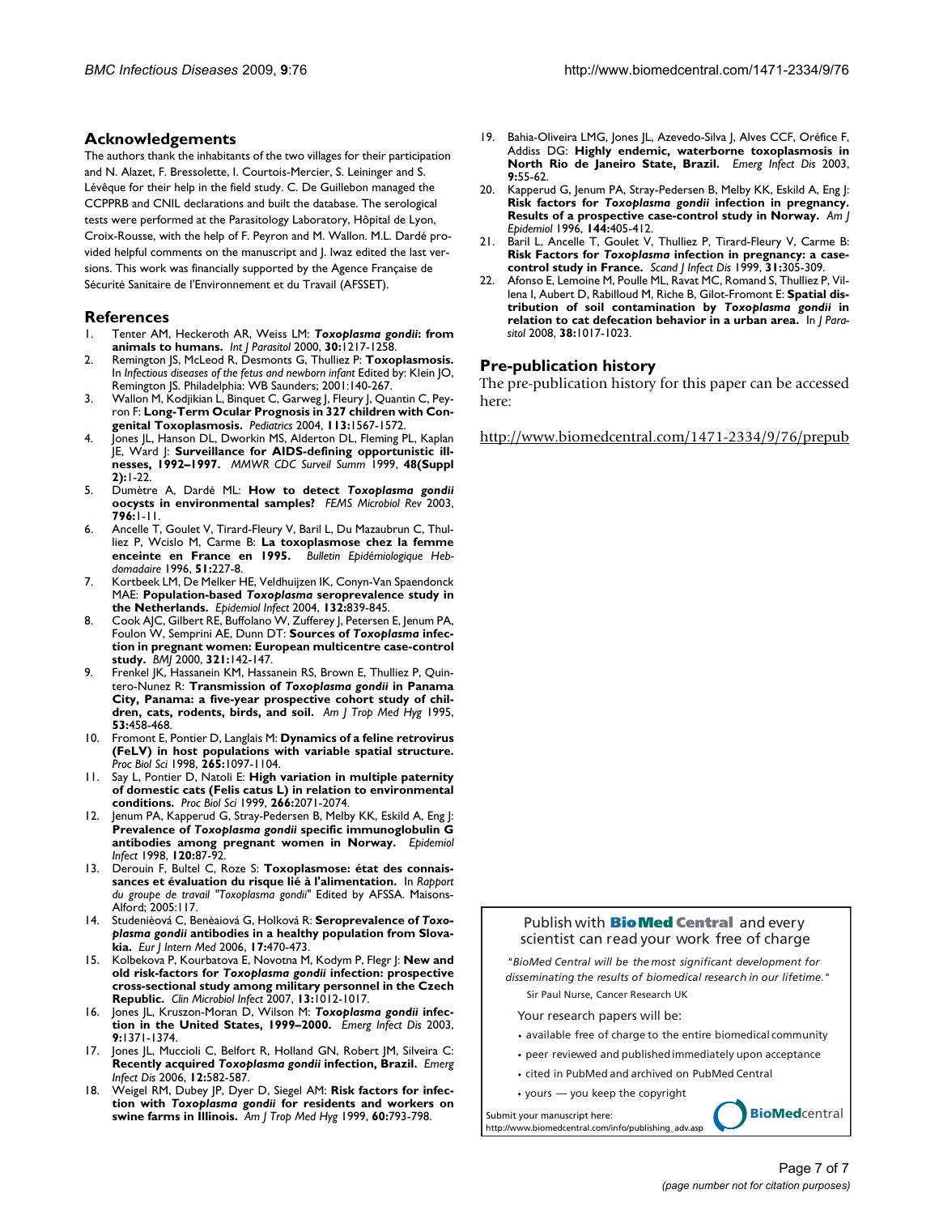## Acknowledgements

The authors thank the inhabitants of the two villages for their participation and N. Alazet, F. Bressolette, I. Courtois-Mercier, S. Leininger and S. Lévêque for their help in the field study. C. De Guillebon managed the CCPPRB and CNIL declarations and built the database. The serological tests were performed at the Parasitology Laboratory, Hôpital de Lyon, Croix-Rousse, with the help of F. Peyron and M. Wallon. M.L. Dardé provided helpful comments on the manuscript and J. Iwaz edited the last versions. This work was financially supported by the Agence Française de Sécurité Sanitaire de l'Environnement et du Travail (AFSSET).

## References

1. Tenter AM, Heckeroth AR, Weiss LM: ***Toxoplasma gondii*: from animals to humans.** *Int J Parasitol* 2000, **30:**1217-1258.
2. Remington JS, McLeod R, Desmonts G, Thulliez P: **Toxoplasmosis.** In *Infectious diseases of the fetus and newborn infant* Edited by: Klein JO, Remington JS. Philadelphia: WB Saunders; 2001:140-267.
3. Wallon M, Kodjikian L, Binquet C, Garweg J, Fleury J, Quantin C, Peyron F: **Long-Term Ocular Prognosis in 327 children with Congenital Toxoplasmosis.** *Pediatrics* 2004, **113:**1567-1572.
4. Jones JL, Hanson DL, Dworkin MS, Alderton DL, Fleming PL, Kaplan JE, Ward J: **Surveillance for AIDS-defining opportunistic illnesses, 1992–1997.** *MMWR CDC Surveil Summ* 1999, **48(Suppl 2):**1-22.
5. Dumètre A, Dardé ML: **How to detect *Toxoplasma gondii* oocysts in environmental samples?** *FEMS Microbiol Rev* 2003, **796:**1-11.
6. Ancelle T, Goulet V, Tirard-Fleury V, Baril L, Du Mazaubrun C, Thulliez P, Wcislo M, Carme B: **La toxoplasmose chez la femme enceinte en France en 1995.** *Bulletin Epidémiologique Hebdomadaire* 1996, **51:**227-8.
7. Kortbeek LM, De Melker HE, Veldhuijzen IK, Conyn-Van Spaendonck MAE: **Population-based *Toxoplasma* seroprevalence study in the Netherlands.** *Epidemiol Infect* 2004, **132:**839-845.
8. Cook AJC, Gilbert RE, Buffolano W, Zufferey J, Petersen E, Jenum PA, Foulon W, Semprini AE, Dunn DT: **Sources of *Toxoplasma* infection in pregnant women: European multicentre case-control study.** *BMJ* 2000, **321:**142-147.
9. Frenkel JK, Hassanein KM, Hassanein RS, Brown E, Thulliez P, Quintero-Nunez R: **Transmission of *Toxoplasma gondii* in Panama City, Panama: a five-year prospective cohort study of children, cats, rodents, birds, and soil.** *Am J Trop Med Hyg* 1995, **53:**458-468.
10. Fromont E, Pontier D, Langlais M: **Dynamics of a feline retrovirus (FeLV) in host populations with variable spatial structure.** *Proc Biol Sci* 1998, **265:**1097-1104.
11. Say L, Pontier D, Natoli E: **High variation in multiple paternity of domestic cats (Felis catus L) in relation to environmental conditions.** *Proc Biol Sci* 1999, **266:**2071-2074.
12. Jenum PA, Kapperud G, Stray-Pedersen B, Melby KK, Eskild A, Eng J: **Prevalence of *Toxoplasma gondii* specific immunoglobulin G antibodies among pregnant women in Norway.** *Epidemiol Infect* 1998, **120:**87-92.
13. Derouin F, Bultel C, Roze S: **Toxoplasmose: état des connaissances et évaluation du risque lié à l'alimentation.** In *Rapport du groupe de travail "Toxoplasma gondii"* Edited by AFSSA. Maisons-Alford; 2005:117.
14. Studenièová C, Benèaiová G, Holková R: **Seroprevalence of *Toxoplasma gondii* antibodies in a healthy population from Slovakia.** *Eur J Intern Med* 2006, **17:**470-473.
15. Kolbekova P, Kourbatova E, Novotna M, Kodym P, Flegr J: **New and old risk-factors for *Toxoplasma gondii* infection: prospective cross-sectional study among military personnel in the Czech Republic.** *Clin Microbiol Infect* 2007, **13:**1012-1017.
16. Jones JL, Kruszon-Moran D, Wilson M: ***Toxoplasma gondii* infection in the United States, 1999–2000.** *Emerg Infect Dis* 2003, **9:**1371-1374.
17. Jones JL, Muccioli C, Belfort R, Holland GN, Robert JM, Silveira C: **Recently acquired *Toxoplasma gondii* infection, Brazil.** *Emerg Infect Dis* 2006, **12:**582-587.
18. Weigel RM, Dubey JP, Dyer D, Siegel AM: **Risk factors for infection with *Toxoplasma gondii* for residents and workers on swine farms in Illinois.** *Am J Trop Med Hyg* 1999, **60:**793-798.
19. Bahia-Oliveira LMG, Jones JL, Azevedo-Silva J, Alves CCF, Oréfice F, Addiss DG: **Highly endemic, waterborne toxoplasmosis in North Rio de Janeiro State, Brazil.** *Emerg Infect Dis* 2003, **9:**55-62.
20. Kapperud G, Jenum PA, Stray-Pedersen B, Melby KK, Eskild A, Eng J: **Risk factors for *Toxoplasma gondii* infection in pregnancy. Results of a prospective case-control study in Norway.** *Am J Epidemiol* 1996, **144:**405-412.
21. Baril L, Ancelle T, Goulet V, Thulliez P, Tirard-Fleury V, Carme B: **Risk Factors for *Toxoplasma* infection in pregnancy: a case-control study in France.** *Scand J Infect Dis* 1999, **31:**305-309.
22. Afonso E, Lemoine M, Poulle ML, Ravat MC, Romand S, Thulliez P, Villena I, Aubert D, Rabilloud M, Riche B, Gilot-Fromont E: **Spatial distribution of soil contamination by *Toxoplasma gondii* in relation to cat defecation behavior in a urban area.** In *J Parasitol* 2008, **38:**1017-1023.

## Pre-publication history

The pre-publication history for this paper can be accessed here:

http://www.biomedcentral.com/1471-2334/9/76/prepub

Publish with **BioMed Central** and every scientist can read your work free of charge

*"BioMed Central will be the most significant development for disseminating the results of biomedical research in our lifetime."*

Sir Paul Nurse, Cancer Research UK

Your research papers will be:

- available free of charge to the entire biomedical community
- peer reviewed and published immediately upon acceptance
- cited in PubMed and archived on PubMed Central
- yours — you keep the copyright

Submit your manuscript here:
http://www.biomedcentral.com/info/publishing_adv.asp

BioMedcentral